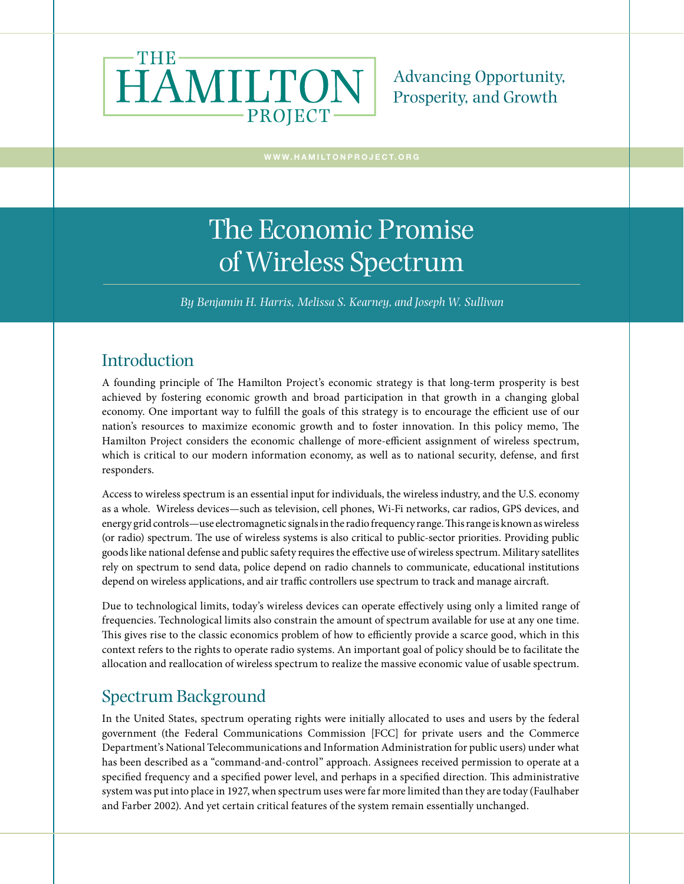THE HAMILTON PROJECT

Advancing Opportunity, Prosperity, and Growth

WWW.HAMILTONPROJECT.ORG

# The Economic Promise of Wireless Spectrum

*By Benjamin H. Harris, Melissa S. Kearney, and Joseph W. Sullivan*

## Introduction

A founding principle of The Hamilton Project's economic strategy is that long-term prosperity is best achieved by fostering economic growth and broad participation in that growth in a changing global economy. One important way to fulfill the goals of this strategy is to encourage the efficient use of our nation's resources to maximize economic growth and to foster innovation. In this policy memo, The Hamilton Project considers the economic challenge of more-efficient assignment of wireless spectrum, which is critical to our modern information economy, as well as to national security, defense, and first responders.

Access to wireless spectrum is an essential input for individuals, the wireless industry, and the U.S. economy as a whole. Wireless devices—such as television, cell phones, Wi-Fi networks, car radios, GPS devices, and energy grid controls—use electromagnetic signals in the radio frequency range. This range is known as wireless (or radio) spectrum. The use of wireless systems is also critical to public-sector priorities. Providing public goods like national defense and public safety requires the effective use of wireless spectrum. Military satellites rely on spectrum to send data, police depend on radio channels to communicate, educational institutions depend on wireless applications, and air traffic controllers use spectrum to track and manage aircraft.

Due to technological limits, today's wireless devices can operate effectively using only a limited range of frequencies. Technological limits also constrain the amount of spectrum available for use at any one time. This gives rise to the classic economics problem of how to efficiently provide a scarce good, which in this context refers to the rights to operate radio systems. An important goal of policy should be to facilitate the allocation and reallocation of wireless spectrum to realize the massive economic value of usable spectrum.

## Spectrum Background

In the United States, spectrum operating rights were initially allocated to uses and users by the federal government (the Federal Communications Commission [FCC] for private users and the Commerce Department's National Telecommunications and Information Administration for public users) under what has been described as a "command-and-control" approach. Assignees received permission to operate at a specified frequency and a specified power level, and perhaps in a specified direction. This administrative system was put into place in 1927, when spectrum uses were far more limited than they are today (Faulhaber and Farber 2002). And yet certain critical features of the system remain essentially unchanged.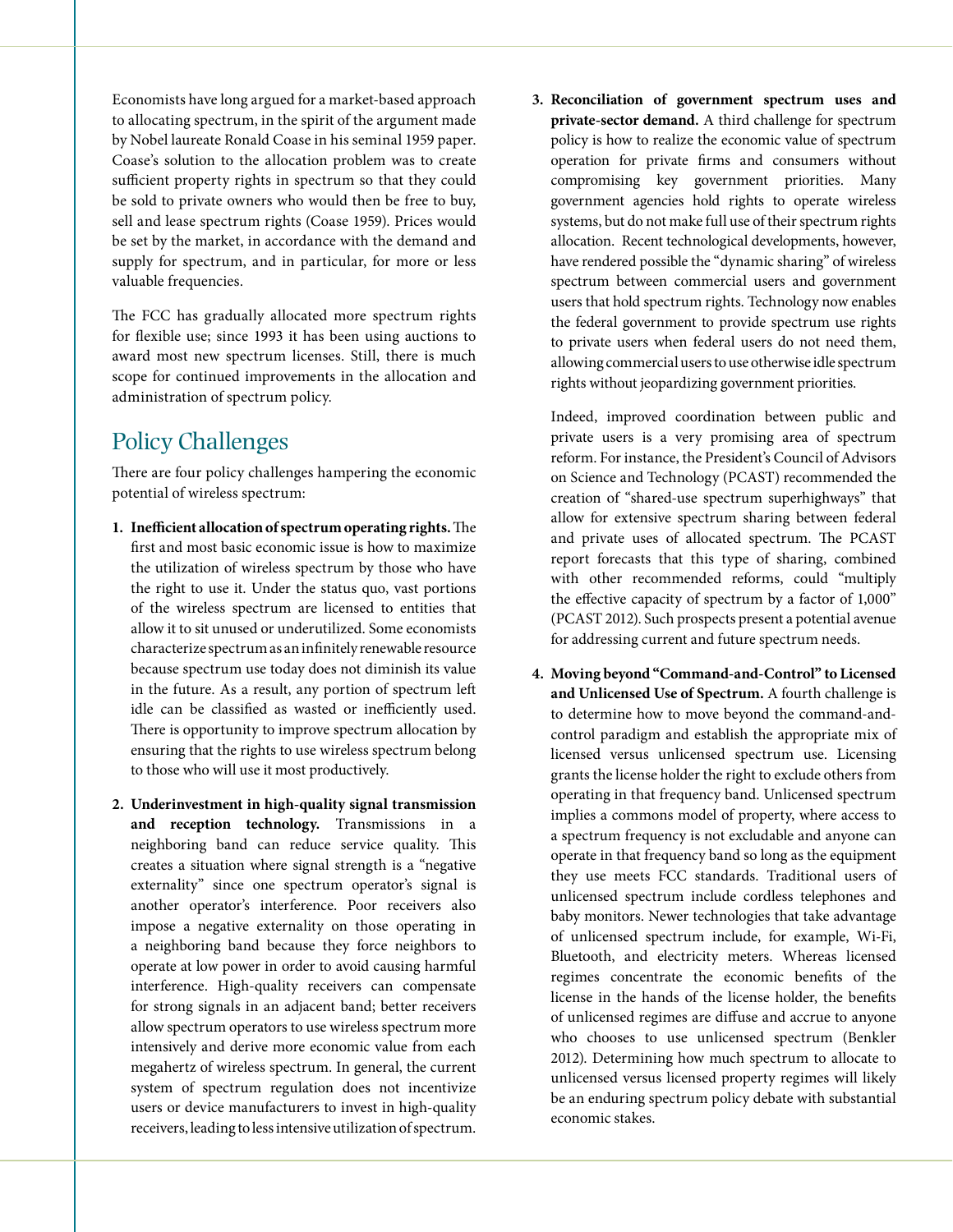Economists have long argued for a market-based approach to allocating spectrum, in the spirit of the argument made by Nobel laureate Ronald Coase in his seminal 1959 paper. Coase's solution to the allocation problem was to create sufficient property rights in spectrum so that they could be sold to private owners who would then be free to buy, sell and lease spectrum rights (Coase 1959). Prices would be set by the market, in accordance with the demand and supply for spectrum, and in particular, for more or less valuable frequencies.

The FCC has gradually allocated more spectrum rights for flexible use; since 1993 it has been using auctions to award most new spectrum licenses. Still, there is much scope for continued improvements in the allocation and administration of spectrum policy.

## Policy Challenges

There are four policy challenges hampering the economic potential of wireless spectrum:

1. **Inefficient allocation of spectrum operating rights.** The first and most basic economic issue is how to maximize the utilization of wireless spectrum by those who have the right to use it. Under the status quo, vast portions of the wireless spectrum are licensed to entities that allow it to sit unused or underutilized. Some economists characterize spectrum as an infinitely renewable resource because spectrum use today does not diminish its value in the future. As a result, any portion of spectrum left idle can be classified as wasted or inefficiently used. There is opportunity to improve spectrum allocation by ensuring that the rights to use wireless spectrum belong to those who will use it most productively.

2. **Underinvestment in high-quality signal transmission and reception technology.** Transmissions in a neighboring band can reduce service quality. This creates a situation where signal strength is a "negative externality" since one spectrum operator's signal is another operator's interference. Poor receivers also impose a negative externality on those operating in a neighboring band because they force neighbors to operate at low power in order to avoid causing harmful interference. High-quality receivers can compensate for strong signals in an adjacent band; better receivers allow spectrum operators to use wireless spectrum more intensively and derive more economic value from each megahertz of wireless spectrum. In general, the current system of spectrum regulation does not incentivize users or device manufacturers to invest in high-quality receivers, leading to less intensive utilization of spectrum.

3. **Reconciliation of government spectrum uses and private-sector demand.** A third challenge for spectrum policy is how to realize the economic value of spectrum operation for private firms and consumers without compromising key government priorities. Many government agencies hold rights to operate wireless systems, but do not make full use of their spectrum rights allocation. Recent technological developments, however, have rendered possible the "dynamic sharing" of wireless spectrum between commercial users and government users that hold spectrum rights. Technology now enables the federal government to provide spectrum use rights to private users when federal users do not need them, allowing commercial users to use otherwise idle spectrum rights without jeopardizing government priorities.

   Indeed, improved coordination between public and private users is a very promising area of spectrum reform. For instance, the President's Council of Advisors on Science and Technology (PCAST) recommended the creation of "shared-use spectrum superhighways" that allow for extensive spectrum sharing between federal and private uses of allocated spectrum. The PCAST report forecasts that this type of sharing, combined with other recommended reforms, could "multiply the effective capacity of spectrum by a factor of 1,000" (PCAST 2012). Such prospects present a potential avenue for addressing current and future spectrum needs.

4. **Moving beyond "Command-and-Control" to Licensed and Unlicensed Use of Spectrum.** A fourth challenge is to determine how to move beyond the command-and-control paradigm and establish the appropriate mix of licensed versus unlicensed spectrum use. Licensing grants the license holder the right to exclude others from operating in that frequency band. Unlicensed spectrum implies a commons model of property, where access to a spectrum frequency is not excludable and anyone can operate in that frequency band so long as the equipment they use meets FCC standards. Traditional users of unlicensed spectrum include cordless telephones and baby monitors. Newer technologies that take advantage of unlicensed spectrum include, for example, Wi-Fi, Bluetooth, and electricity meters. Whereas licensed regimes concentrate the economic benefits of the license in the hands of the license holder, the benefits of unlicensed regimes are diffuse and accrue to anyone who chooses to use unlicensed spectrum (Benkler 2012). Determining how much spectrum to allocate to unlicensed versus licensed property regimes will likely be an enduring spectrum policy debate with substantial economic stakes.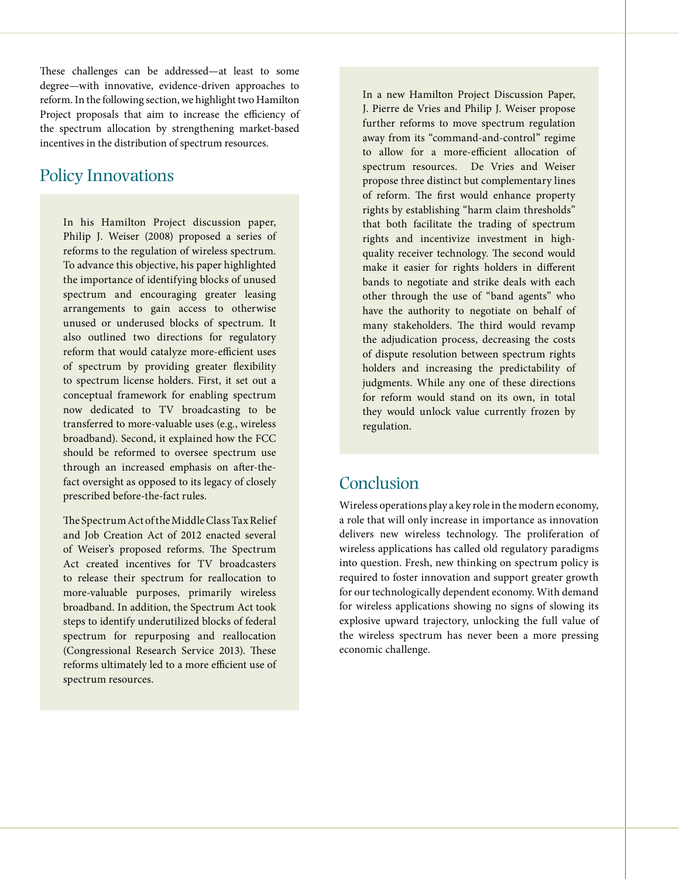These challenges can be addressed—at least to some degree—with innovative, evidence-driven approaches to reform. In the following section, we highlight two Hamilton Project proposals that aim to increase the efficiency of the spectrum allocation by strengthening market-based incentives in the distribution of spectrum resources.

## Policy Innovations

In his Hamilton Project discussion paper, Philip J. Weiser (2008) proposed a series of reforms to the regulation of wireless spectrum. To advance this objective, his paper highlighted the importance of identifying blocks of unused spectrum and encouraging greater leasing arrangements to gain access to otherwise unused or underused blocks of spectrum. It also outlined two directions for regulatory reform that would catalyze more-efficient uses of spectrum by providing greater flexibility to spectrum license holders. First, it set out a conceptual framework for enabling spectrum now dedicated to TV broadcasting to be transferred to more-valuable uses (e.g., wireless broadband). Second, it explained how the FCC should be reformed to oversee spectrum use through an increased emphasis on after-the-fact oversight as opposed to its legacy of closely prescribed before-the-fact rules.

The Spectrum Act of the Middle Class Tax Relief and Job Creation Act of 2012 enacted several of Weiser's proposed reforms. The Spectrum Act created incentives for TV broadcasters to release their spectrum for reallocation to more-valuable purposes, primarily wireless broadband. In addition, the Spectrum Act took steps to identify underutilized blocks of federal spectrum for repurposing and reallocation (Congressional Research Service 2013). These reforms ultimately led to a more efficient use of spectrum resources.

In a new Hamilton Project Discussion Paper, J. Pierre de Vries and Philip J. Weiser propose further reforms to move spectrum regulation away from its "command-and-control" regime to allow for a more-efficient allocation of spectrum resources. De Vries and Weiser propose three distinct but complementary lines of reform. The first would enhance property rights by establishing "harm claim thresholds" that both facilitate the trading of spectrum rights and incentivize investment in high-quality receiver technology. The second would make it easier for rights holders in different bands to negotiate and strike deals with each other through the use of "band agents" who have the authority to negotiate on behalf of many stakeholders. The third would revamp the adjudication process, decreasing the costs of dispute resolution between spectrum rights holders and increasing the predictability of judgments. While any one of these directions for reform would stand on its own, in total they would unlock value currently frozen by regulation.

## Conclusion

Wireless operations play a key role in the modern economy, a role that will only increase in importance as innovation delivers new wireless technology. The proliferation of wireless applications has called old regulatory paradigms into question. Fresh, new thinking on spectrum policy is required to foster innovation and support greater growth for our technologically dependent economy. With demand for wireless applications showing no signs of slowing its explosive upward trajectory, unlocking the full value of the wireless spectrum has never been a more pressing economic challenge.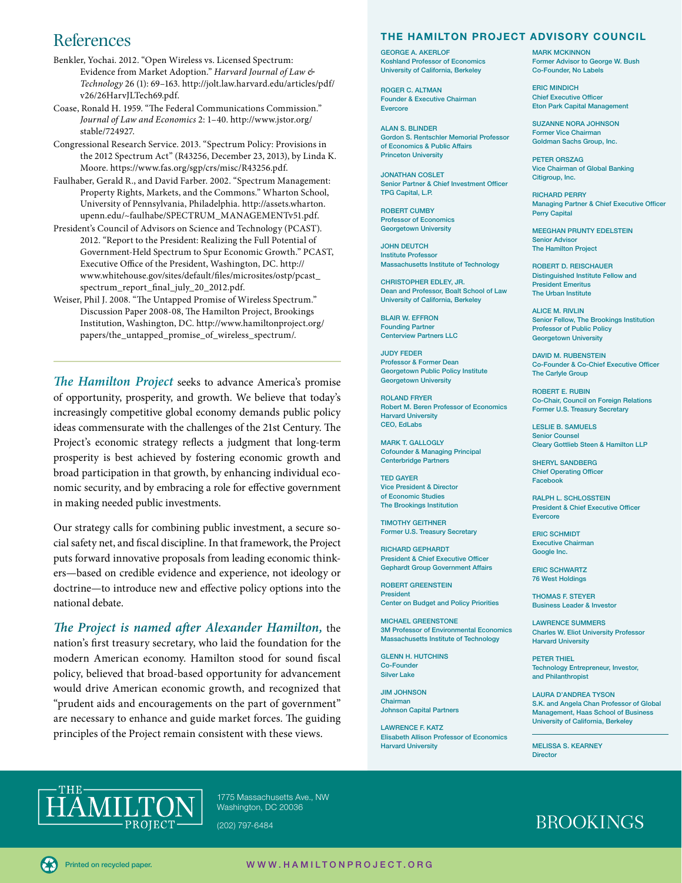# References

Benkler, Yochai. 2012. "Open Wireless vs. Licensed Spectrum: Evidence from Market Adoption." *Harvard Journal of Law & Technology* 26 (1): 69–163. http://jolt.law.harvard.edu/articles/pdf/v26/26HarvJLTech69.pdf.

Coase, Ronald H. 1959. "The Federal Communications Commission." *Journal of Law and Economics* 2: 1–40. http://www.jstor.org/stable/724927.

Congressional Research Service. 2013. "Spectrum Policy: Provisions in the 2012 Spectrum Act" (R43256, December 23, 2013), by Linda K. Moore. https://www.fas.org/sgp/crs/misc/R43256.pdf.

Faulhaber, Gerald R., and David Farber. 2002. "Spectrum Management: Property Rights, Markets, and the Commons." Wharton School, University of Pennsylvania, Philadelphia. http://assets.wharton.upenn.edu/~faulhabe/SPECTRUM_MANAGEMENTv51.pdf.

President's Council of Advisors on Science and Technology (PCAST). 2012. "Report to the President: Realizing the Full Potential of Government-Held Spectrum to Spur Economic Growth." PCAST, Executive Office of the President, Washington, DC. http://www.whitehouse.gov/sites/default/files/microsites/ostp/pcast_spectrum_report_final_july_20_2012.pdf.

Weiser, Phil J. 2008. "The Untapped Promise of Wireless Spectrum." Discussion Paper 2008-08, The Hamilton Project, Brookings Institution, Washington, DC. http://www.hamiltonproject.org/papers/the_untapped_promise_of_wireless_spectrum/.

---

***The Hamilton Project*** seeks to advance America's promise of opportunity, prosperity, and growth. We believe that today's increasingly competitive global economy demands public policy ideas commensurate with the challenges of the 21st Century. The Project's economic strategy reflects a judgment that long-term prosperity is best achieved by fostering economic growth and broad participation in that growth, by enhancing individual economic security, and by embracing a role for effective government in making needed public investments.

Our strategy calls for combining public investment, a secure social safety net, and fiscal discipline. In that framework, the Project puts forward innovative proposals from leading economic thinkers—based on credible evidence and experience, not ideology or doctrine—to introduce new and effective policy options into the national debate.

***The Project is named after Alexander Hamilton,*** the nation's first treasury secretary, who laid the foundation for the modern American economy. Hamilton stood for sound fiscal policy, believed that broad-based opportunity for advancement would drive American economic growth, and recognized that "prudent aids and encouragements on the part of government" are necessary to enhance and guide market forces. The guiding principles of the Project remain consistent with these views.

## THE HAMILTON PROJECT ADVISORY COUNCIL

GEORGE A. AKERLOF
Koshland Professor of Economics
University of California, Berkeley

ROGER C. ALTMAN
Founder & Executive Chairman
Evercore

ALAN S. BLINDER
Gordon S. Rentschler Memorial Professor of Economics & Public Affairs
Princeton University

JONATHAN COSLET
Senior Partner & Chief Investment Officer
TPG Capital, L.P.

ROBERT CUMBY
Professor of Economics
Georgetown University

JOHN DEUTCH
Institute Professor
Massachusetts Institute of Technology

CHRISTOPHER EDLEY, JR.
Dean and Professor, Boalt School of Law
University of California, Berkeley

BLAIR W. EFFRON
Founding Partner
Centerview Partners LLC

JUDY FEDER
Professor & Former Dean
Georgetown Public Policy Institute
Georgetown University

ROLAND FRYER
Robert M. Beren Professor of Economics
Harvard University
CEO, EdLabs

MARK T. GALLOGLY
Cofounder & Managing Principal
Centerbridge Partners

TED GAYER
Vice President & Director of Economic Studies
The Brookings Institution

TIMOTHY GEITHNER
Former U.S. Treasury Secretary

RICHARD GEPHARDT
President & Chief Executive Officer
Gephardt Group Government Affairs

ROBERT GREENSTEIN
President
Center on Budget and Policy Priorities

MICHAEL GREENSTONE
3M Professor of Environmental Economics
Massachusetts Institute of Technology

GLENN H. HUTCHINS
Co-Founder
Silver Lake

JIM JOHNSON
Chairman
Johnson Capital Partners

LAWRENCE F. KATZ
Elisabeth Allison Professor of Economics
Harvard University

MARK MCKINNON
Former Advisor to George W. Bush
Co-Founder, No Labels

ERIC MINDICH
Chief Executive Officer
Eton Park Capital Management

SUZANNE NORA JOHNSON
Former Vice Chairman
Goldman Sachs Group, Inc.

PETER ORSZAG
Vice Chairman of Global Banking
Citigroup, Inc.

RICHARD PERRY
Managing Partner & Chief Executive Officer
Perry Capital

MEEGHAN PRUNTY EDELSTEIN
Senior Advisor
The Hamilton Project

ROBERT D. REISCHAUER
Distinguished Institute Fellow and President Emeritus
The Urban Institute

ALICE M. RIVLIN
Senior Fellow, The Brookings Institution
Professor of Public Policy
Georgetown University

DAVID M. RUBENSTEIN
Co-Founder & Co-Chief Executive Officer
The Carlyle Group

ROBERT E. RUBIN
Co-Chair, Council on Foreign Relations
Former U.S. Treasury Secretary

LESLIE B. SAMUELS
Senior Counsel
Cleary Gottlieb Steen & Hamilton LLP

SHERYL SANDBERG
Chief Operating Officer
Facebook

RALPH L. SCHLOSSTEIN
President & Chief Executive Officer
Evercore

ERIC SCHMIDT
Executive Chairman
Google Inc.

ERIC SCHWARTZ
76 West Holdings

THOMAS F. STEYER
Business Leader & Investor

LAWRENCE SUMMERS
Charles W. Eliot University Professor
Harvard University

PETER THIEL
Technology Entrepreneur, Investor, and Philanthropist

LAURA D'ANDREA TYSON
S.K. and Angela Chan Professor of Global Management, Haas School of Business
University of California, Berkeley

MELISSA S. KEARNEY
Director

---

THE HAMILTON PROJECT

1775 Massachusetts Ave., NW
Washington, DC 20036

(202) 797-6484

BROOKINGS

Printed on recycled paper.

WWW.HAMILTONPROJECT.ORG